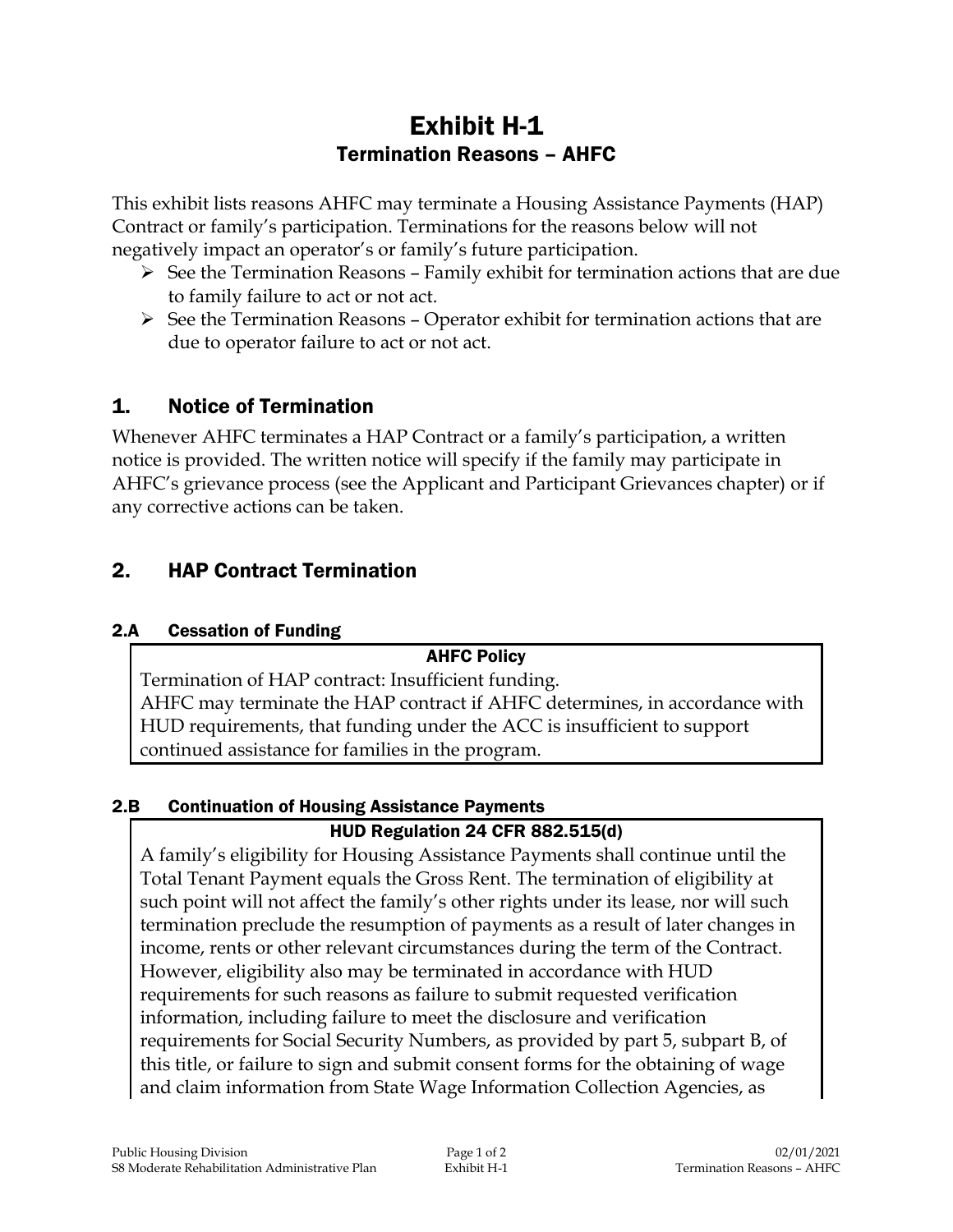# Exhibit H-1

## Termination Reasons – AHFC

This exhibit lists reasons AHFC may terminate a Housing Assistance Payments (HAP) Contract or family's participation. Terminations for the reasons below will not negatively impact an operator's or family's future participation.

- See the Termination Reasons – Family exhibit for termination actions that are due to family failure to act or not act.
- See the Termination Reasons – Operator exhibit for termination actions that are due to operator failure to act or not act.

## 1. Notice of Termination

Whenever AHFC terminates a HAP Contract or a family's participation, a written notice is provided. The written notice will specify if the family may participate in AHFC's grievance process (see the Applicant and Participant Grievances chapter) or if any corrective actions can be taken.

## 2. HAP Contract Termination

### 2.A Cessation of Funding

**AHFC Policy**

Termination of HAP contract: Insufficient funding.
AHFC may terminate the HAP contract if AHFC determines, in accordance with HUD requirements, that funding under the ACC is insufficient to support continued assistance for families in the program.

### 2.B Continuation of Housing Assistance Payments

**HUD Regulation 24 CFR 882.515(d)**

A family's eligibility for Housing Assistance Payments shall continue until the Total Tenant Payment equals the Gross Rent. The termination of eligibility at such point will not affect the family's other rights under its lease, nor will such termination preclude the resumption of payments as a result of later changes in income, rents or other relevant circumstances during the term of the Contract. However, eligibility also may be terminated in accordance with HUD requirements for such reasons as failure to submit requested verification information, including failure to meet the disclosure and verification requirements for Social Security Numbers, as provided by part 5, subpart B, of this title, or failure to sign and submit consent forms for the obtaining of wage and claim information from State Wage Information Collection Agencies, as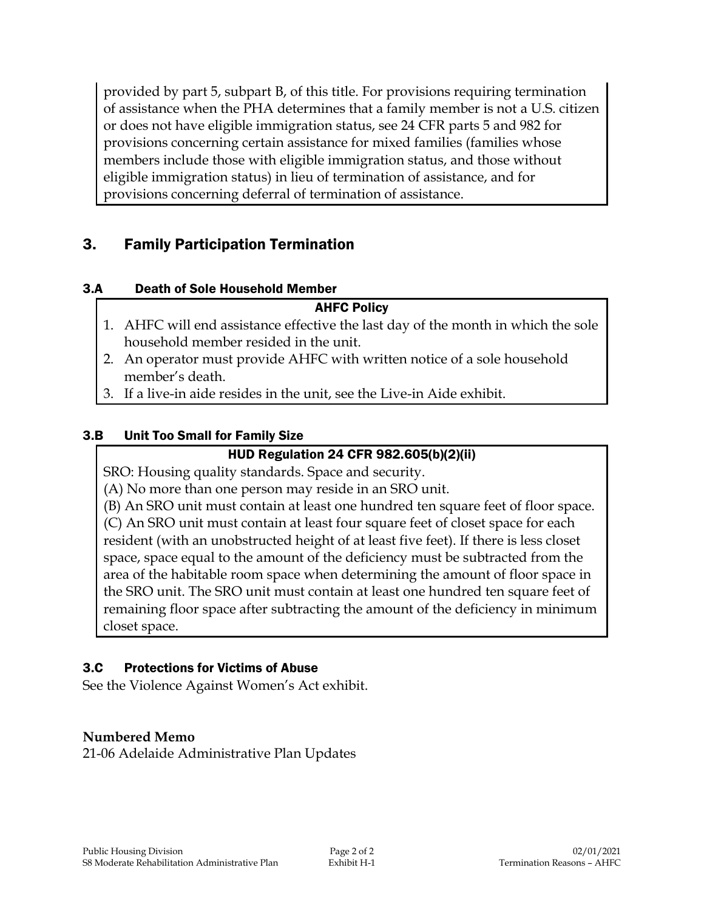provided by part 5, subpart B, of this title. For provisions requiring termination of assistance when the PHA determines that a family member is not a U.S. citizen or does not have eligible immigration status, see 24 CFR parts 5 and 982 for provisions concerning certain assistance for mixed families (families whose members include those with eligible immigration status, and those without eligible immigration status) in lieu of termination of assistance, and for provisions concerning deferral of termination of assistance.

## 3. Family Participation Termination

### 3.A Death of Sole Household Member

**AHFC Policy**

1. AHFC will end assistance effective the last day of the month in which the sole household member resided in the unit.
2. An operator must provide AHFC with written notice of a sole household member's death.
3. If a live-in aide resides in the unit, see the Live-in Aide exhibit.

### 3.B Unit Too Small for Family Size

**HUD Regulation 24 CFR 982.605(b)(2)(ii)**

SRO: Housing quality standards. Space and security.

(A) No more than one person may reside in an SRO unit.

(B) An SRO unit must contain at least one hundred ten square feet of floor space.

(C) An SRO unit must contain at least four square feet of closet space for each resident (with an unobstructed height of at least five feet). If there is less closet space, space equal to the amount of the deficiency must be subtracted from the area of the habitable room space when determining the amount of floor space in the SRO unit. The SRO unit must contain at least one hundred ten square feet of remaining floor space after subtracting the amount of the deficiency in minimum closet space.

### 3.C Protections for Victims of Abuse

See the Violence Against Women's Act exhibit.

**Numbered Memo**

21-06 Adelaide Administrative Plan Updates